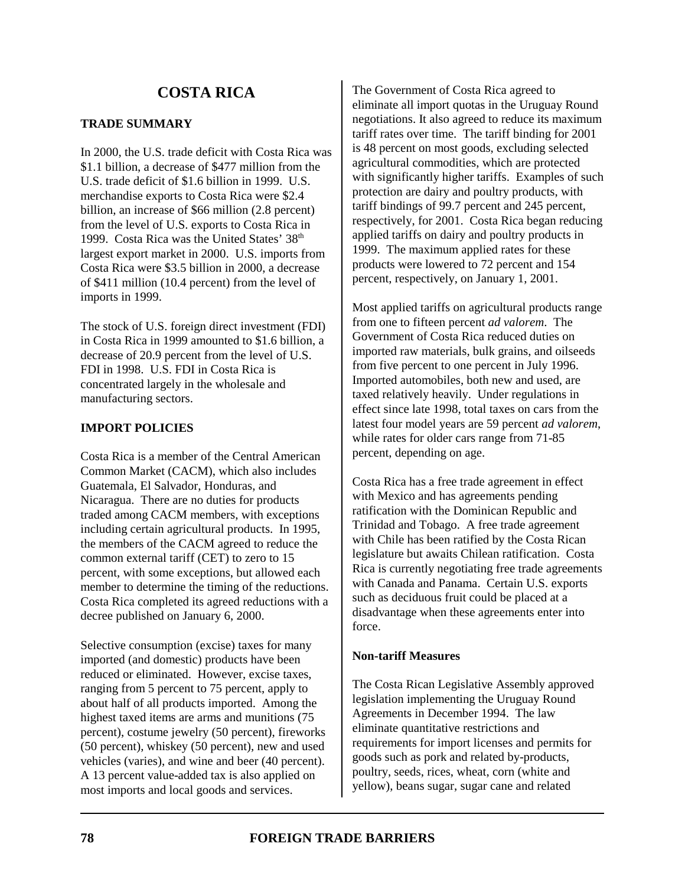# COSTA RICA

## TRADE SUMMARY

In 2000, the U.S. trade deficit with Costa Rica was $1.1 billion, a decrease of $477 million from the U.S. trade deficit of $1.6 billion in 1999. U.S. merchandise exports to Costa Rica were $2.4 billion, an increase of $66 million (2.8 percent) from the level of U.S. exports to Costa Rica in 1999. Costa Rica was the United States' 38th largest export market in 2000. U.S. imports from Costa Rica were $3.5 billion in 2000, a decrease of $411 million (10.4 percent) from the level of imports in 1999.

The stock of U.S. foreign direct investment (FDI) in Costa Rica in 1999 amounted to $1.6 billion, a decrease of 20.9 percent from the level of U.S. FDI in 1998. U.S. FDI in Costa Rica is concentrated largely in the wholesale and manufacturing sectors.

## IMPORT POLICIES

Costa Rica is a member of the Central American Common Market (CACM), which also includes Guatemala, El Salvador, Honduras, and Nicaragua. There are no duties for products traded among CACM members, with exceptions including certain agricultural products. In 1995, the members of the CACM agreed to reduce the common external tariff (CET) to zero to 15 percent, with some exceptions, but allowed each member to determine the timing of the reductions. Costa Rica completed its agreed reductions with a decree published on January 6, 2000.

Selective consumption (excise) taxes for many imported (and domestic) products have been reduced or eliminated. However, excise taxes, ranging from 5 percent to 75 percent, apply to about half of all products imported. Among the highest taxed items are arms and munitions (75 percent), costume jewelry (50 percent), fireworks (50 percent), whiskey (50 percent), new and used vehicles (varies), and wine and beer (40 percent). A 13 percent value-added tax is also applied on most imports and local goods and services.

The Government of Costa Rica agreed to eliminate all import quotas in the Uruguay Round negotiations. It also agreed to reduce its maximum tariff rates over time. The tariff binding for 2001 is 48 percent on most goods, excluding selected agricultural commodities, which are protected with significantly higher tariffs. Examples of such protection are dairy and poultry products, with tariff bindings of 99.7 percent and 245 percent, respectively, for 2001. Costa Rica began reducing applied tariffs on dairy and poultry products in 1999. The maximum applied rates for these products were lowered to 72 percent and 154 percent, respectively, on January 1, 2001.

Most applied tariffs on agricultural products range from one to fifteen percent *ad valorem*. The Government of Costa Rica reduced duties on imported raw materials, bulk grains, and oilseeds from five percent to one percent in July 1996. Imported automobiles, both new and used, are taxed relatively heavily. Under regulations in effect since late 1998, total taxes on cars from the latest four model years are 59 percent *ad valorem*, while rates for older cars range from 71-85 percent, depending on age.

Costa Rica has a free trade agreement in effect with Mexico and has agreements pending ratification with the Dominican Republic and Trinidad and Tobago. A free trade agreement with Chile has been ratified by the Costa Rican legislature but awaits Chilean ratification. Costa Rica is currently negotiating free trade agreements with Canada and Panama. Certain U.S. exports such as deciduous fruit could be placed at a disadvantage when these agreements enter into force.

### Non-tariff Measures

The Costa Rican Legislative Assembly approved legislation implementing the Uruguay Round Agreements in December 1994. The law eliminate quantitative restrictions and requirements for import licenses and permits for goods such as pork and related by-products, poultry, seeds, rices, wheat, corn (white and yellow), beans sugar, sugar cane and related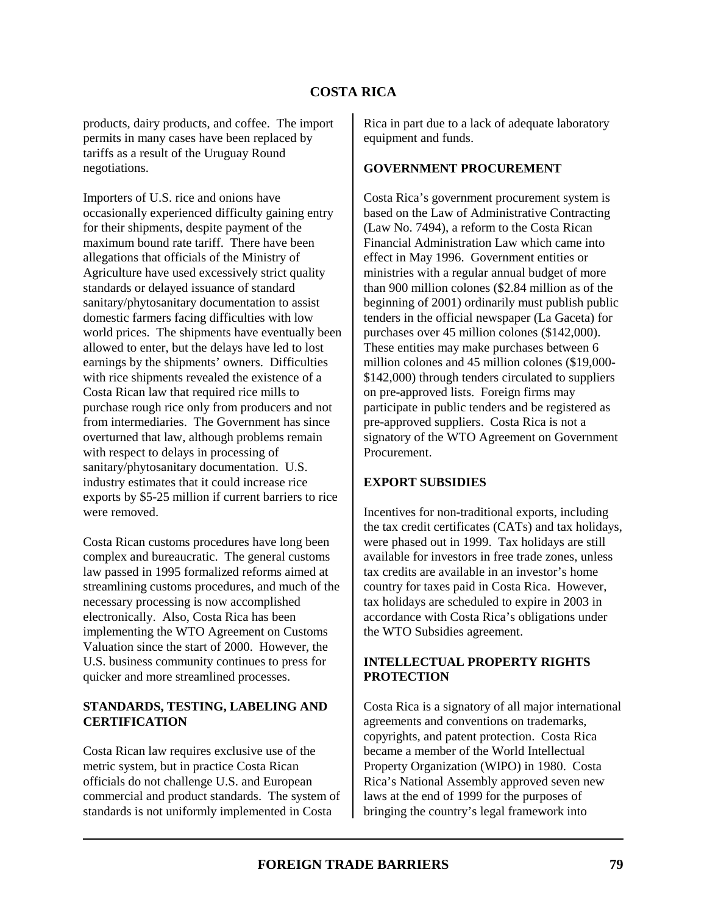products, dairy products, and coffee. The import permits in many cases have been replaced by tariffs as a result of the Uruguay Round negotiations.

Importers of U.S. rice and onions have occasionally experienced difficulty gaining entry for their shipments, despite payment of the maximum bound rate tariff. There have been allegations that officials of the Ministry of Agriculture have used excessively strict quality standards or delayed issuance of standard sanitary/phytosanitary documentation to assist domestic farmers facing difficulties with low world prices. The shipments have eventually been allowed to enter, but the delays have led to lost earnings by the shipments' owners. Difficulties with rice shipments revealed the existence of a Costa Rican law that required rice mills to purchase rough rice only from producers and not from intermediaries. The Government has since overturned that law, although problems remain with respect to delays in processing of sanitary/phytosanitary documentation. U.S. industry estimates that it could increase rice exports by $5-25 million if current barriers to rice were removed.

Costa Rican customs procedures have long been complex and bureaucratic. The general customs law passed in 1995 formalized reforms aimed at streamlining customs procedures, and much of the necessary processing is now accomplished electronically. Also, Costa Rica has been implementing the WTO Agreement on Customs Valuation since the start of 2000. However, the U.S. business community continues to press for quicker and more streamlined processes.

## STANDARDS, TESTING, LABELING AND CERTIFICATION

Costa Rican law requires exclusive use of the metric system, but in practice Costa Rican officials do not challenge U.S. and European commercial and product standards. The system of standards is not uniformly implemented in Costa Rica in part due to a lack of adequate laboratory equipment and funds.

## GOVERNMENT PROCUREMENT

Costa Rica's government procurement system is based on the Law of Administrative Contracting (Law No. 7494), a reform to the Costa Rican Financial Administration Law which came into effect in May 1996. Government entities or ministries with a regular annual budget of more than 900 million colones ($2.84 million as of the beginning of 2001) ordinarily must publish public tenders in the official newspaper (La Gaceta) for purchases over 45 million colones ($142,000). These entities may make purchases between 6 million colones and 45 million colones ($19,000-$142,000) through tenders circulated to suppliers on pre-approved lists. Foreign firms may participate in public tenders and be registered as pre-approved suppliers. Costa Rica is not a signatory of the WTO Agreement on Government Procurement.

## EXPORT SUBSIDIES

Incentives for non-traditional exports, including the tax credit certificates (CATs) and tax holidays, were phased out in 1999. Tax holidays are still available for investors in free trade zones, unless tax credits are available in an investor's home country for taxes paid in Costa Rica. However, tax holidays are scheduled to expire in 2003 in accordance with Costa Rica's obligations under the WTO Subsidies agreement.

## INTELLECTUAL PROPERTY RIGHTS PROTECTION

Costa Rica is a signatory of all major international agreements and conventions on trademarks, copyrights, and patent protection. Costa Rica became a member of the World Intellectual Property Organization (WIPO) in 1980. Costa Rica's National Assembly approved seven new laws at the end of 1999 for the purposes of bringing the country's legal framework into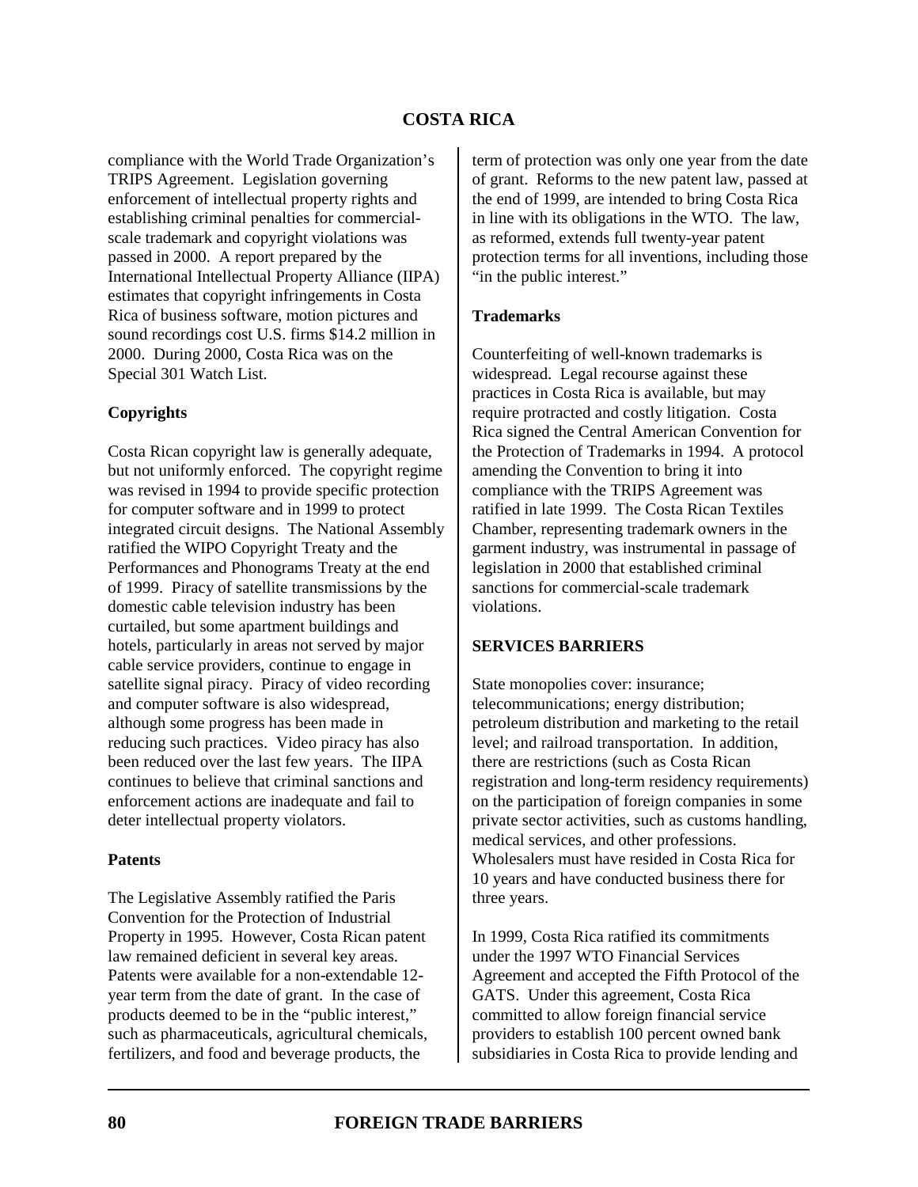compliance with the World Trade Organization's TRIPS Agreement. Legislation governing enforcement of intellectual property rights and establishing criminal penalties for commercial-scale trademark and copyright violations was passed in 2000. A report prepared by the International Intellectual Property Alliance (IIPA) estimates that copyright infringements in Costa Rica of business software, motion pictures and sound recordings cost U.S. firms $14.2 million in 2000. During 2000, Costa Rica was on the Special 301 Watch List.

**Copyrights**

Costa Rican copyright law is generally adequate, but not uniformly enforced. The copyright regime was revised in 1994 to provide specific protection for computer software and in 1999 to protect integrated circuit designs. The National Assembly ratified the WIPO Copyright Treaty and the Performances and Phonograms Treaty at the end of 1999. Piracy of satellite transmissions by the domestic cable television industry has been curtailed, but some apartment buildings and hotels, particularly in areas not served by major cable service providers, continue to engage in satellite signal piracy. Piracy of video recording and computer software is also widespread, although some progress has been made in reducing such practices. Video piracy has also been reduced over the last few years. The IIPA continues to believe that criminal sanctions and enforcement actions are inadequate and fail to deter intellectual property violators.

**Patents**

The Legislative Assembly ratified the Paris Convention for the Protection of Industrial Property in 1995. However, Costa Rican patent law remained deficient in several key areas. Patents were available for a non-extendable 12-year term from the date of grant. In the case of products deemed to be in the "public interest," such as pharmaceuticals, agricultural chemicals, fertilizers, and food and beverage products, the term of protection was only one year from the date of grant. Reforms to the new patent law, passed at the end of 1999, are intended to bring Costa Rica in line with its obligations in the WTO. The law, as reformed, extends full twenty-year patent protection terms for all inventions, including those "in the public interest."

**Trademarks**

Counterfeiting of well-known trademarks is widespread. Legal recourse against these practices in Costa Rica is available, but may require protracted and costly litigation. Costa Rica signed the Central American Convention for the Protection of Trademarks in 1994. A protocol amending the Convention to bring it into compliance with the TRIPS Agreement was ratified in late 1999. The Costa Rican Textiles Chamber, representing trademark owners in the garment industry, was instrumental in passage of legislation in 2000 that established criminal sanctions for commercial-scale trademark violations.

## SERVICES BARRIERS

State monopolies cover: insurance; telecommunications; energy distribution; petroleum distribution and marketing to the retail level; and railroad transportation. In addition, there are restrictions (such as Costa Rican registration and long-term residency requirements) on the participation of foreign companies in some private sector activities, such as customs handling, medical services, and other professions. Wholesalers must have resided in Costa Rica for 10 years and have conducted business there for three years.

In 1999, Costa Rica ratified its commitments under the 1997 WTO Financial Services Agreement and accepted the Fifth Protocol of the GATS. Under this agreement, Costa Rica committed to allow foreign financial service providers to establish 100 percent owned bank subsidiaries in Costa Rica to provide lending and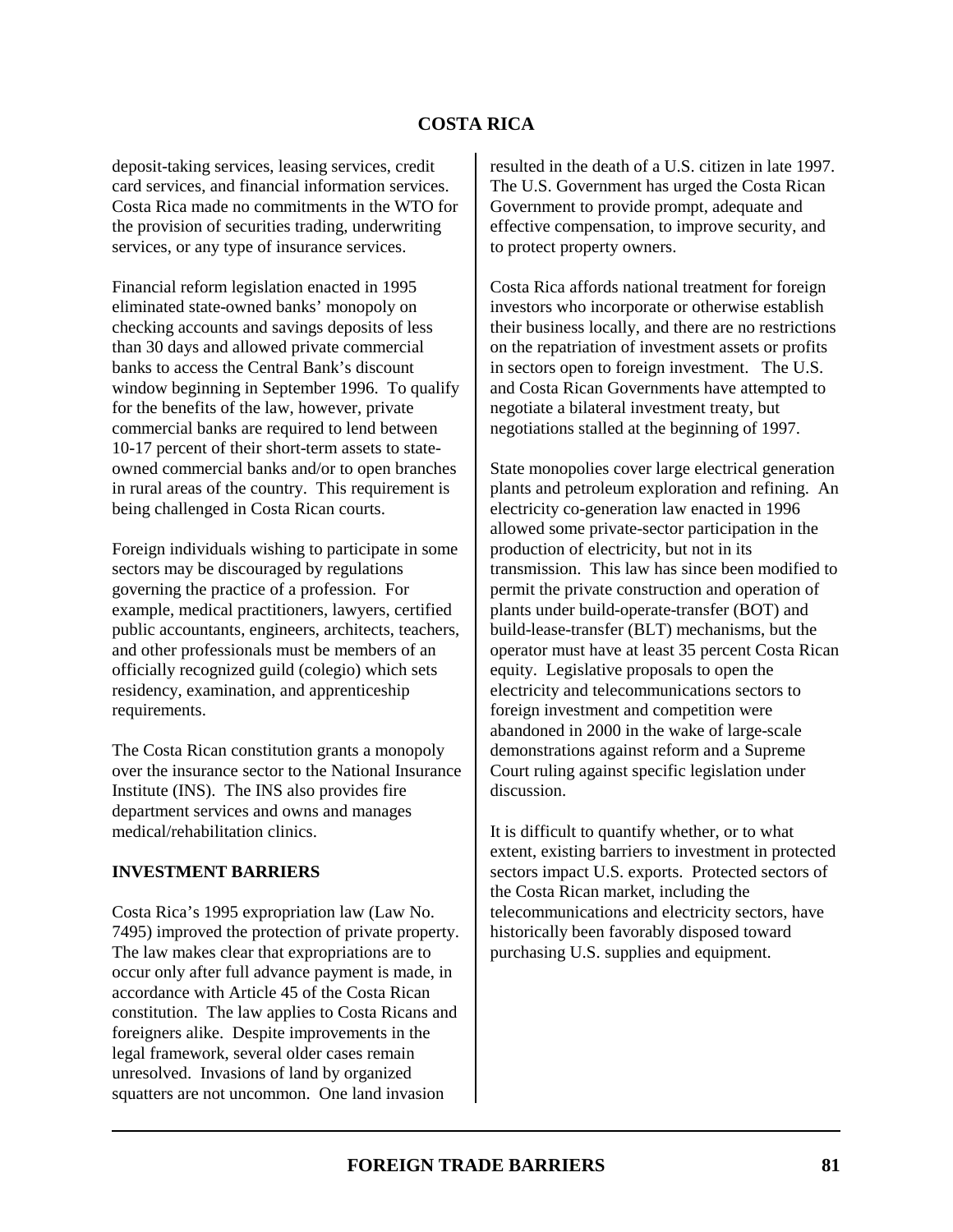deposit-taking services, leasing services, credit card services, and financial information services. Costa Rica made no commitments in the WTO for the provision of securities trading, underwriting services, or any type of insurance services.

Financial reform legislation enacted in 1995 eliminated state-owned banks' monopoly on checking accounts and savings deposits of less than 30 days and allowed private commercial banks to access the Central Bank's discount window beginning in September 1996. To qualify for the benefits of the law, however, private commercial banks are required to lend between 10-17 percent of their short-term assets to state-owned commercial banks and/or to open branches in rural areas of the country. This requirement is being challenged in Costa Rican courts.

Foreign individuals wishing to participate in some sectors may be discouraged by regulations governing the practice of a profession. For example, medical practitioners, lawyers, certified public accountants, engineers, architects, teachers, and other professionals must be members of an officially recognized guild (colegio) which sets residency, examination, and apprenticeship requirements.

The Costa Rican constitution grants a monopoly over the insurance sector to the National Insurance Institute (INS). The INS also provides fire department services and owns and manages medical/rehabilitation clinics.

## INVESTMENT BARRIERS

Costa Rica's 1995 expropriation law (Law No. 7495) improved the protection of private property. The law makes clear that expropriations are to occur only after full advance payment is made, in accordance with Article 45 of the Costa Rican constitution. The law applies to Costa Ricans and foreigners alike. Despite improvements in the legal framework, several older cases remain unresolved. Invasions of land by organized squatters are not uncommon. One land invasion resulted in the death of a U.S. citizen in late 1997. The U.S. Government has urged the Costa Rican Government to provide prompt, adequate and effective compensation, to improve security, and to protect property owners.

Costa Rica affords national treatment for foreign investors who incorporate or otherwise establish their business locally, and there are no restrictions on the repatriation of investment assets or profits in sectors open to foreign investment. The U.S. and Costa Rican Governments have attempted to negotiate a bilateral investment treaty, but negotiations stalled at the beginning of 1997.

State monopolies cover large electrical generation plants and petroleum exploration and refining. An electricity co-generation law enacted in 1996 allowed some private-sector participation in the production of electricity, but not in its transmission. This law has since been modified to permit the private construction and operation of plants under build-operate-transfer (BOT) and build-lease-transfer (BLT) mechanisms, but the operator must have at least 35 percent Costa Rican equity. Legislative proposals to open the electricity and telecommunications sectors to foreign investment and competition were abandoned in 2000 in the wake of large-scale demonstrations against reform and a Supreme Court ruling against specific legislation under discussion.

It is difficult to quantify whether, or to what extent, existing barriers to investment in protected sectors impact U.S. exports. Protected sectors of the Costa Rican market, including the telecommunications and electricity sectors, have historically been favorably disposed toward purchasing U.S. supplies and equipment.